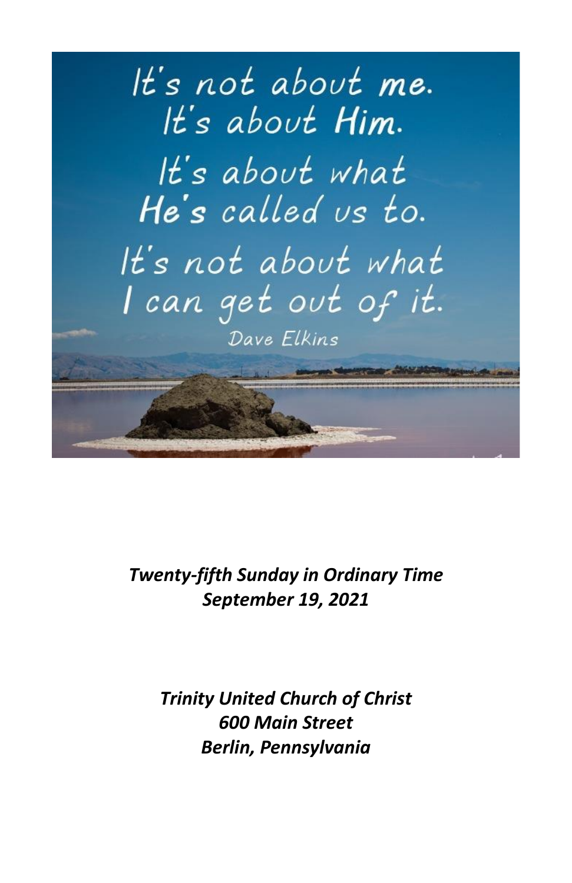It's not about me.
It's about Him.
It's about what
He's called us to.
It's not about what
I can get out of it.
Dave Elkins

***Twenty-fifth Sunday in Ordinary Time***
***September 19, 2021***

***Trinity United Church of Christ***
***600 Main Street***
***Berlin, Pennsylvania***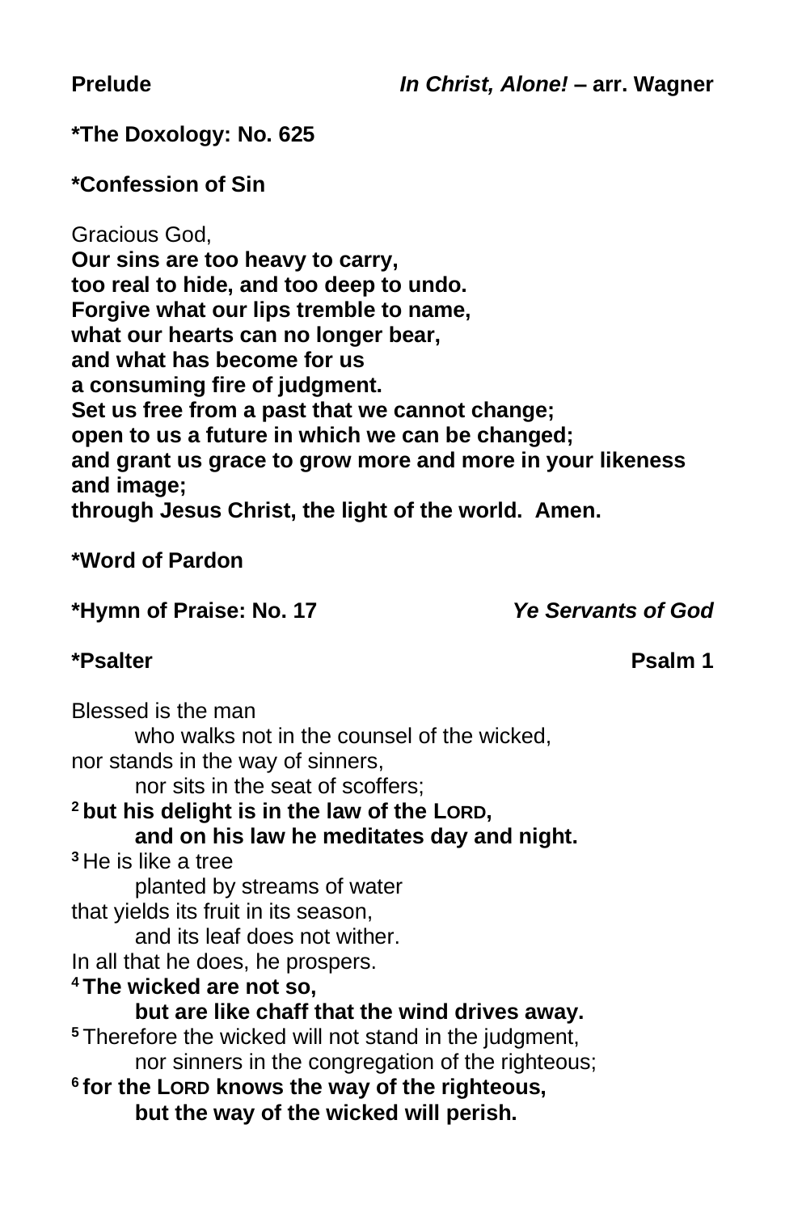**Prelude** *In Christ, Alone!* **– arr. Wagner**

**\*The Doxology: No. 625**

**\*Confession of Sin**

Gracious God,
**Our sins are too heavy to carry,**
**too real to hide, and too deep to undo.**
**Forgive what our lips tremble to name,**
**what our hearts can no longer bear,**
**and what has become for us**
**a consuming fire of judgment.**
**Set us free from a past that we cannot change;**
**open to us a future in which we can be changed;**
**and grant us grace to grow more and more in your likeness and image;**
**through Jesus Christ, the light of the world. Amen.**

**\*Word of Pardon**

**\*Hymn of Praise: No. 17** ***Ye Servants of God***

**\*Psalter** **Psalm 1**

Blessed is the man
  who walks not in the counsel of the wicked,
nor stands in the way of sinners,
  nor sits in the seat of scoffers;
**2 but his delight is in the law of the LORD,**
  **and on his law he meditates day and night.**
3 He is like a tree
  planted by streams of water
that yields its fruit in its season,
  and its leaf does not wither.
In all that he does, he prospers.
**4 The wicked are not so,**
  **but are like chaff that the wind drives away.**
5 Therefore the wicked will not stand in the judgment,
  nor sinners in the congregation of the righteous;
**6 for the LORD knows the way of the righteous,**
  **but the way of the wicked will perish.**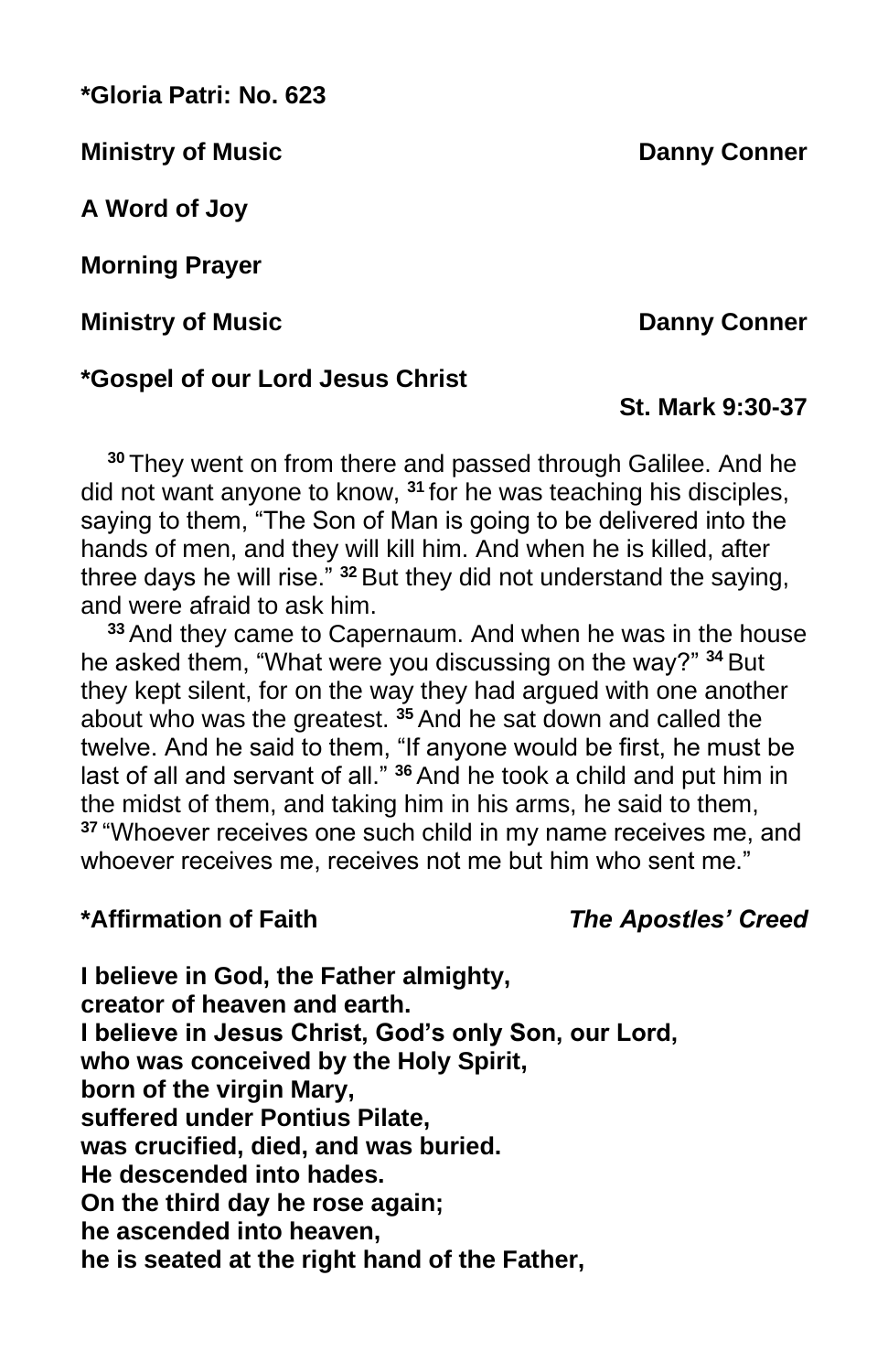**\*Gloria Patri: No. 623**

**Ministry of Music** **Danny Conner**

**A Word of Joy**

**Morning Prayer**

**Ministry of Music** **Danny Conner**

**\*Gospel of our Lord Jesus Christ**

**St. Mark 9:30-37**

[30] They went on from there and passed through Galilee. And he did not want anyone to know, [31] for he was teaching his disciples, saying to them, “The Son of Man is going to be delivered into the hands of men, and they will kill him. And when he is killed, after three days he will rise.” [32] But they did not understand the saying, and were afraid to ask him.

[33] And they came to Capernaum. And when he was in the house he asked them, “What were you discussing on the way?” [34] But they kept silent, for on the way they had argued with one another about who was the greatest. [35] And he sat down and called the twelve. And he said to them, “If anyone would be first, he must be last of all and servant of all.” [36] And he took a child and put him in the midst of them, and taking him in his arms, he said to them, [37] “Whoever receives one such child in my name receives me, and whoever receives me, receives not me but him who sent me.”

**\*Affirmation of Faith** ***The Apostles’ Creed***

**I believe in God, the Father almighty,**
**creator of heaven and earth.**
**I believe in Jesus Christ, God’s only Son, our Lord,**
**who was conceived by the Holy Spirit,**
**born of the virgin Mary,**
**suffered under Pontius Pilate,**
**was crucified, died, and was buried.**
**He descended into hades.**
**On the third day he rose again;**
**he ascended into heaven,**
**he is seated at the right hand of the Father,**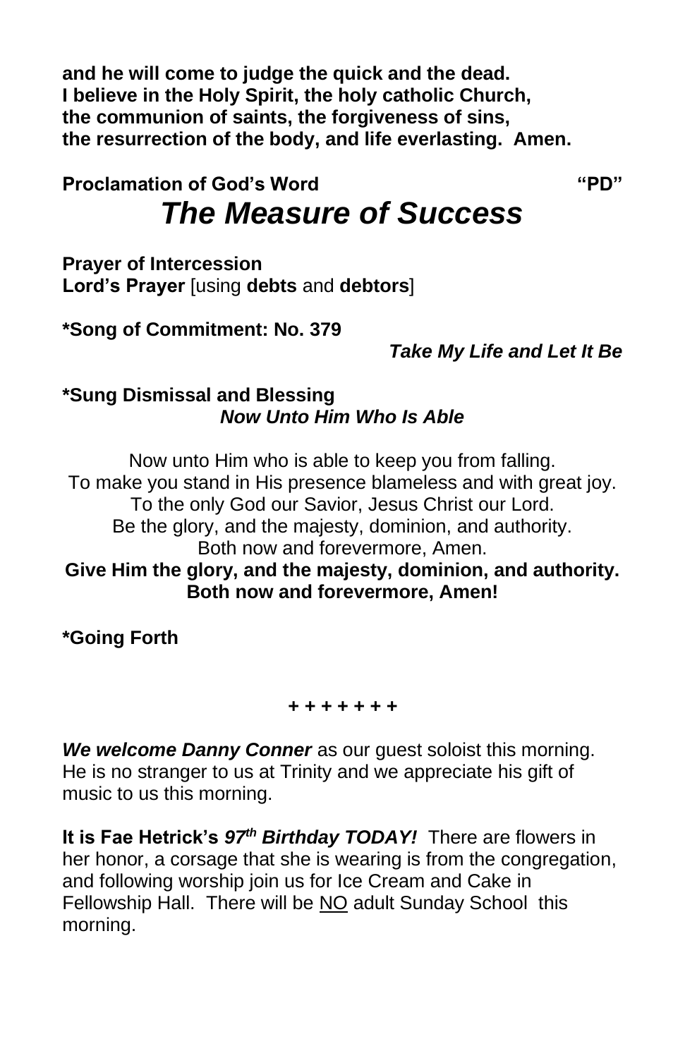**and he will come to judge the quick and the dead.**
**I believe in the Holy Spirit, the holy catholic Church,**
**the communion of saints, the forgiveness of sins,**
**the resurrection of the body, and life everlasting. Amen.**

**Proclamation of God's Word** **"PD"**

## *The Measure of Success*

**Prayer of Intercession**
**Lord's Prayer** [using **debts** and **debtors**]

**\*Song of Commitment: No. 379**
***Take My Life and Let It Be***

**\*Sung Dismissal and Blessing**
***Now Unto Him Who Is Able***

Now unto Him who is able to keep you from falling.
To make you stand in His presence blameless and with great joy.
To the only God our Savior, Jesus Christ our Lord.
Be the glory, and the majesty, dominion, and authority.
Both now and forevermore, Amen.
**Give Him the glory, and the majesty, dominion, and authority.**
**Both now and forevermore, Amen!**

**\*Going Forth**

**+ + + + + + +**

***We welcome Danny Conner*** as our guest soloist this morning. He is no stranger to us at Trinity and we appreciate his gift of music to us this morning.

**It is Fae Hetrick's *97th Birthday TODAY!*** There are flowers in her honor, a corsage that she is wearing is from the congregation, and following worship join us for Ice Cream and Cake in Fellowship Hall. There will be <u>NO</u> adult Sunday School this morning.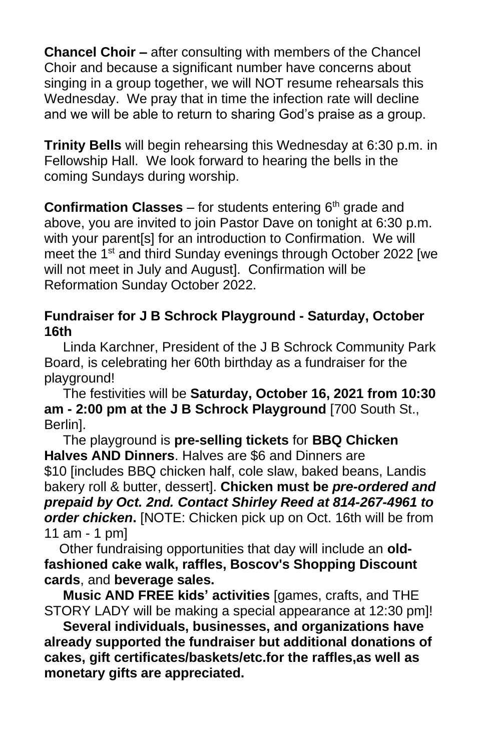**Chancel Choir –** after consulting with members of the Chancel Choir and because a significant number have concerns about singing in a group together, we will NOT resume rehearsals this Wednesday. We pray that in time the infection rate will decline and we will be able to return to sharing God's praise as a group.

**Trinity Bells** will begin rehearsing this Wednesday at 6:30 p.m. in Fellowship Hall. We look forward to hearing the bells in the coming Sundays during worship.

**Confirmation Classes** – for students entering 6th grade and above, you are invited to join Pastor Dave on tonight at 6:30 p.m. with your parent[s] for an introduction to Confirmation. We will meet the 1st and third Sunday evenings through October 2022 [we will not meet in July and August]. Confirmation will be Reformation Sunday October 2022.

**Fundraiser for J B Schrock Playground - Saturday, October 16th**

Linda Karchner, President of the J B Schrock Community Park Board, is celebrating her 60th birthday as a fundraiser for the playground!

The festivities will be **Saturday, October 16, 2021 from 10:30 am - 2:00 pm at the J B Schrock Playground** [700 South St., Berlin].

The playground is **pre-selling tickets** for **BBQ Chicken Halves AND Dinners**. Halves are $6 and Dinners are $10 [includes BBQ chicken half, cole slaw, baked beans, Landis bakery roll & butter, dessert]. **Chicken must be *pre-ordered and prepaid by Oct. 2nd. Contact Shirley Reed at 814-267-4961 to order chicken*.** [NOTE: Chicken pick up on Oct. 16th will be from 11 am - 1 pm]

Other fundraising opportunities that day will include an **old-fashioned cake walk, raffles, Boscov's Shopping Discount cards**, and **beverage sales.**

**Music AND FREE kids' activities** [games, crafts, and THE STORY LADY will be making a special appearance at 12:30 pm]!

**Several individuals, businesses, and organizations have already supported the fundraiser but additional donations of cakes, gift certificates/baskets/etc.for the raffles,as well as monetary gifts are appreciated.**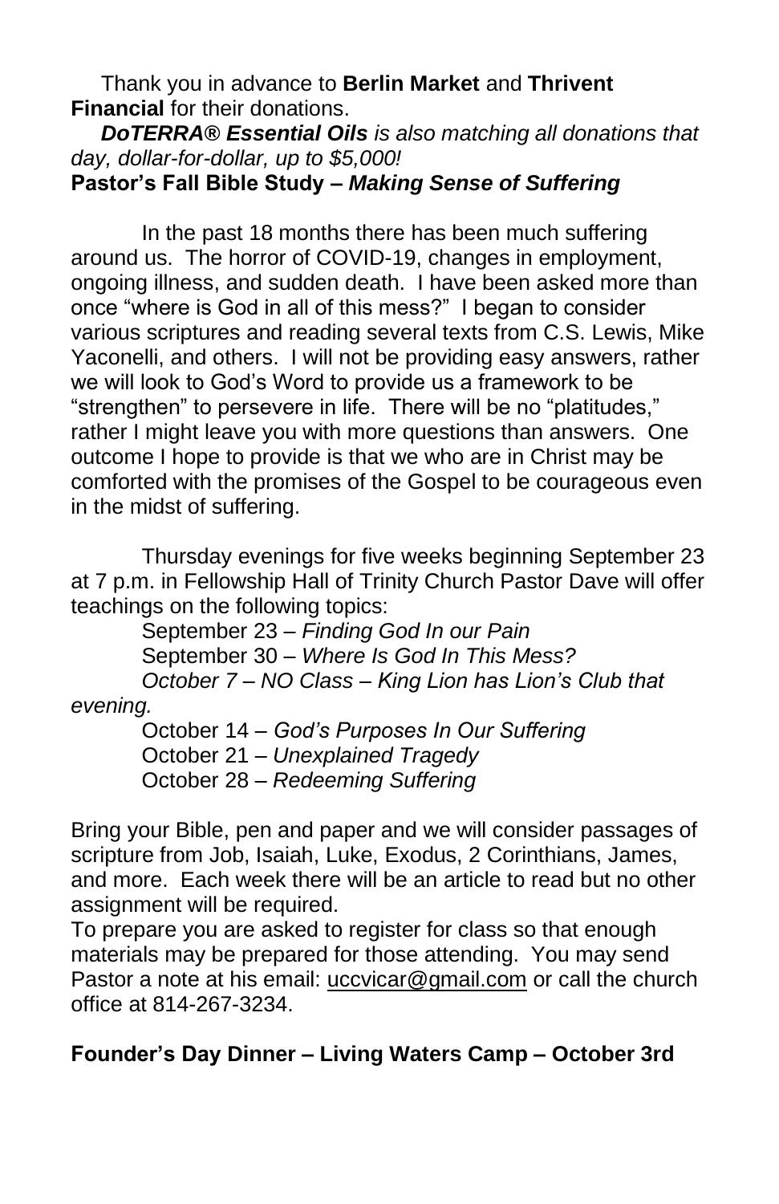Thank you in advance to **Berlin Market** and **Thrivent Financial** for their donations.

***DoTERRA® Essential Oils*** *is also matching all donations that day, dollar-for-dollar, up to $5,000!*

**Pastor's Fall Bible Study –** ***Making Sense of Suffering***

In the past 18 months there has been much suffering around us. The horror of COVID-19, changes in employment, ongoing illness, and sudden death. I have been asked more than once "where is God in all of this mess?" I began to consider various scriptures and reading several texts from C.S. Lewis, Mike Yaconelli, and others. I will not be providing easy answers, rather we will look to God's Word to provide us a framework to be "strengthen" to persevere in life. There will be no "platitudes," rather I might leave you with more questions than answers. One outcome I hope to provide is that we who are in Christ may be comforted with the promises of the Gospel to be courageous even in the midst of suffering.

Thursday evenings for five weeks beginning September 23 at 7 p.m. in Fellowship Hall of Trinity Church Pastor Dave will offer teachings on the following topics:

September 23 – *Finding God In our Pain*
September 30 – *Where Is God In This Mess?*
*October 7 – NO Class – King Lion has Lion's Club that evening.*
October 14 – *God's Purposes In Our Suffering*
October 21 – *Unexplained Tragedy*
October 28 – *Redeeming Suffering*

Bring your Bible, pen and paper and we will consider passages of scripture from Job, Isaiah, Luke, Exodus, 2 Corinthians, James, and more. Each week there will be an article to read but no other assignment will be required.

To prepare you are asked to register for class so that enough materials may be prepared for those attending. You may send Pastor a note at his email: uccvicar@gmail.com or call the church office at 814-267-3234.

**Founder's Day Dinner – Living Waters Camp – October 3rd**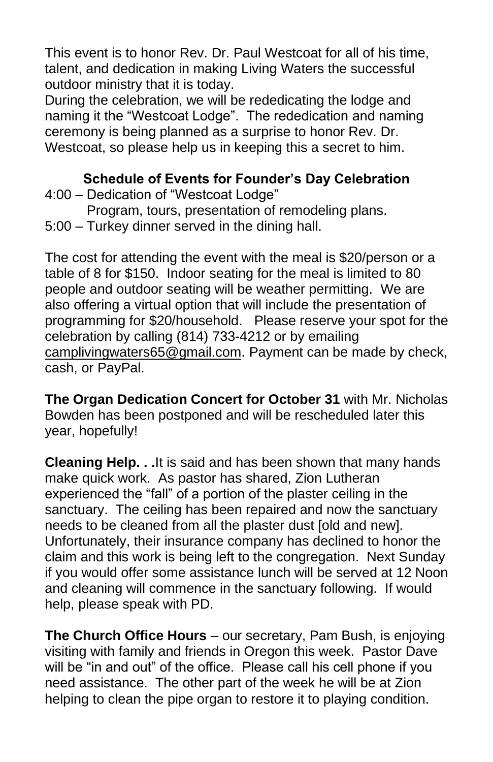This event is to honor Rev. Dr. Paul Westcoat for all of his time, talent, and dedication in making Living Waters the successful outdoor ministry that it is today.
During the celebration, we will be rededicating the lodge and naming it the "Westcoat Lodge". The rededication and naming ceremony is being planned as a surprise to honor Rev. Dr. Westcoat, so please help us in keeping this a secret to him.

**Schedule of Events for Founder's Day Celebration**

4:00 – Dedication of "Westcoat Lodge"
Program, tours, presentation of remodeling plans.
5:00 – Turkey dinner served in the dining hall.

The cost for attending the event with the meal is $20/person or a table of 8 for $150. Indoor seating for the meal is limited to 80 people and outdoor seating will be weather permitting. We are also offering a virtual option that will include the presentation of programming for $20/household. Please reserve your spot for the celebration by calling (814) 733-4212 or by emailing camplivingwaters65@gmail.com. Payment can be made by check, cash, or PayPal.

**The Organ Dedication Concert for October 31** with Mr. Nicholas Bowden has been postponed and will be rescheduled later this year, hopefully!

**Cleaning Help. . .** It is said and has been shown that many hands make quick work. As pastor has shared, Zion Lutheran experienced the "fall" of a portion of the plaster ceiling in the sanctuary. The ceiling has been repaired and now the sanctuary needs to be cleaned from all the plaster dust [old and new]. Unfortunately, their insurance company has declined to honor the claim and this work is being left to the congregation. Next Sunday if you would offer some assistance lunch will be served at 12 Noon and cleaning will commence in the sanctuary following. If would help, please speak with PD.

**The Church Office Hours** – our secretary, Pam Bush, is enjoying visiting with family and friends in Oregon this week. Pastor Dave will be "in and out" of the office. Please call his cell phone if you need assistance. The other part of the week he will be at Zion helping to clean the pipe organ to restore it to playing condition.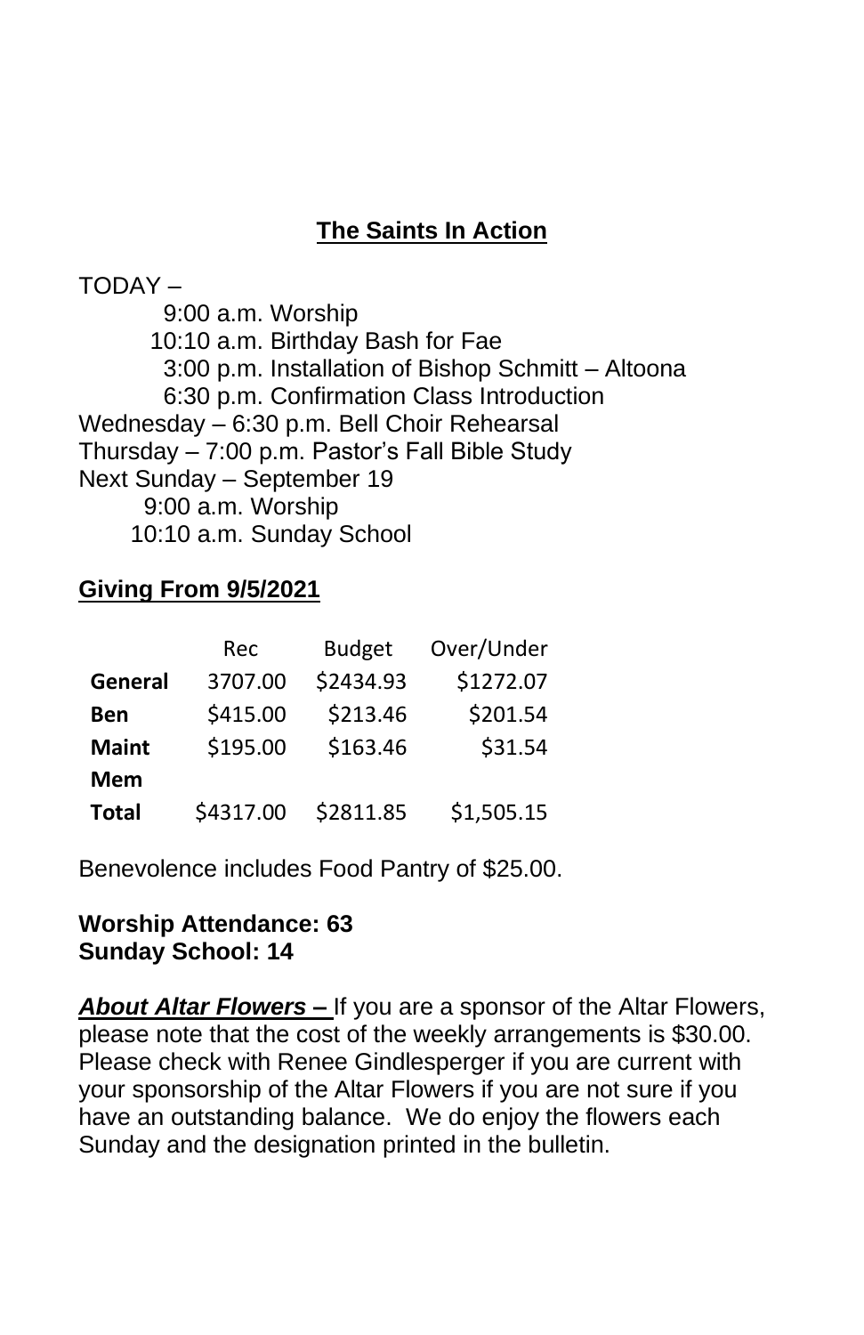## The Saints In Action

TODAY –

9:00 a.m. Worship
10:10 a.m. Birthday Bash for Fae
3:00 p.m. Installation of Bishop Schmitt – Altoona
6:30 p.m. Confirmation Class Introduction

Wednesday – 6:30 p.m. Bell Choir Rehearsal
Thursday – 7:00 p.m. Pastor's Fall Bible Study
Next Sunday – September 19
9:00 a.m. Worship
10:10 a.m. Sunday School

### Giving From 9/5/2021

| | Rec | Budget | Over/Under |
|---|---|---|---|
| **General** | 3707.00 | $2434.93 | $1272.07 |
| **Ben** | $415.00 | $213.46 | $201.54 |
| **Maint** | $195.00 | $163.46 | $31.54 |
| **Mem** | | | |
| **Total** | $4317.00 | $2811.85 | $1,505.15 |

Benevolence includes Food Pantry of $25.00.

**Worship Attendance: 63**
**Sunday School: 14**

***About Altar Flowers –*** If you are a sponsor of the Altar Flowers, please note that the cost of the weekly arrangements is $30.00. Please check with Renee Gindlesperger if you are current with your sponsorship of the Altar Flowers if you are not sure if you have an outstanding balance. We do enjoy the flowers each Sunday and the designation printed in the bulletin.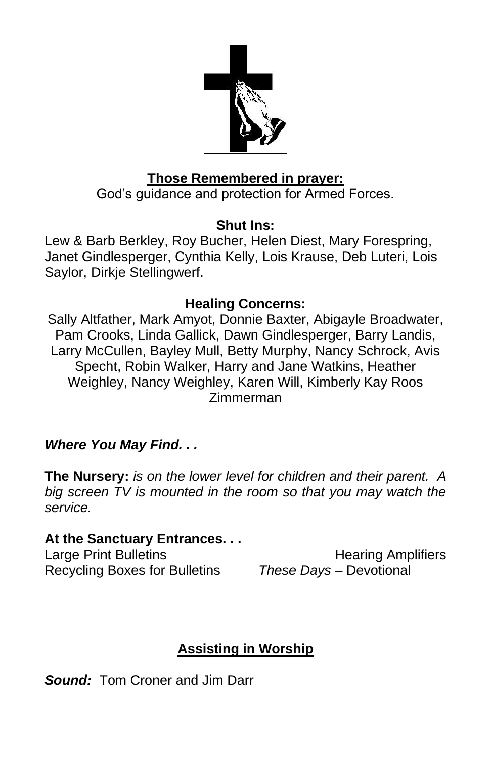**Those Remembered in prayer:**

God's guidance and protection for Armed Forces.

**Shut Ins:**

Lew & Barb Berkley, Roy Bucher, Helen Diest, Mary Forespring, Janet Gindlesperger, Cynthia Kelly, Lois Krause, Deb Luteri, Lois Saylor, Dirkje Stellingwerf.

**Healing Concerns:**

Sally Altfather, Mark Amyot, Donnie Baxter, Abigayle Broadwater, Pam Crooks, Linda Gallick, Dawn Gindlesperger, Barry Landis, Larry McCullen, Bayley Mull, Betty Murphy, Nancy Schrock, Avis Specht, Robin Walker, Harry and Jane Watkins, Heather Weighley, Nancy Weighley, Karen Will, Kimberly Kay Roos Zimmerman

***Where You May Find. . .***

**The Nursery:** *is on the lower level for children and their parent. A big screen TV is mounted in the room so that you may watch the service.*

**At the Sanctuary Entrances. . .**

Large Print Bulletins
Hearing Amplifiers
Recycling Boxes for Bulletins
*These Days* – Devotional

**Assisting in Worship**

***Sound:*** Tom Croner and Jim Darr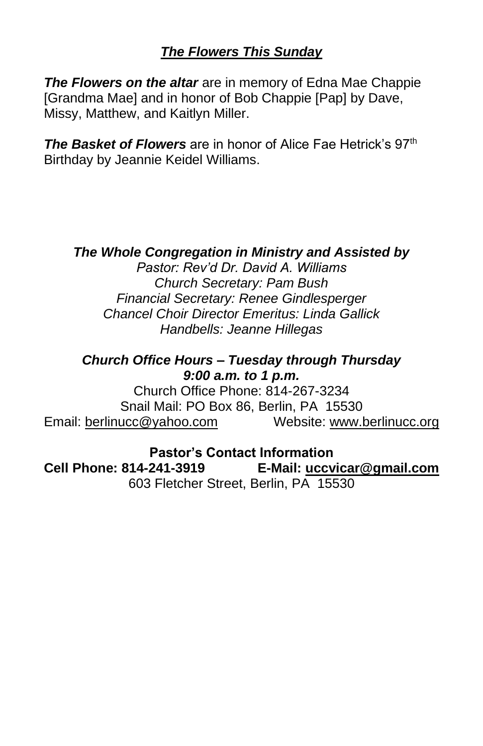## ***The Flowers This Sunday***

***The Flowers on the altar*** are in memory of Edna Mae Chappie [Grandma Mae] and in honor of Bob Chappie [Pap] by Dave, Missy, Matthew, and Kaitlyn Miller.

***The Basket of Flowers*** are in honor of Alice Fae Hetrick's 97th Birthday by Jeannie Keidel Williams.

***The Whole Congregation in Ministry and Assisted by***
*Pastor: Rev'd Dr. David A. Williams*
*Church Secretary: Pam Bush*
*Financial Secretary: Renee Gindlesperger*
*Chancel Choir Director Emeritus: Linda Gallick*
*Handbells: Jeanne Hillegas*

***Church Office Hours – Tuesday through Thursday***
***9:00 a.m. to 1 p.m.***
Church Office Phone: 814-267-3234
Snail Mail: PO Box 86, Berlin, PA 15530
Email: berlinucc@yahoo.com Website: www.berlinucc.org

**Pastor's Contact Information**
**Cell Phone: 814-241-3919 E-Mail: uccvicar@gmail.com**
603 Fletcher Street, Berlin, PA 15530